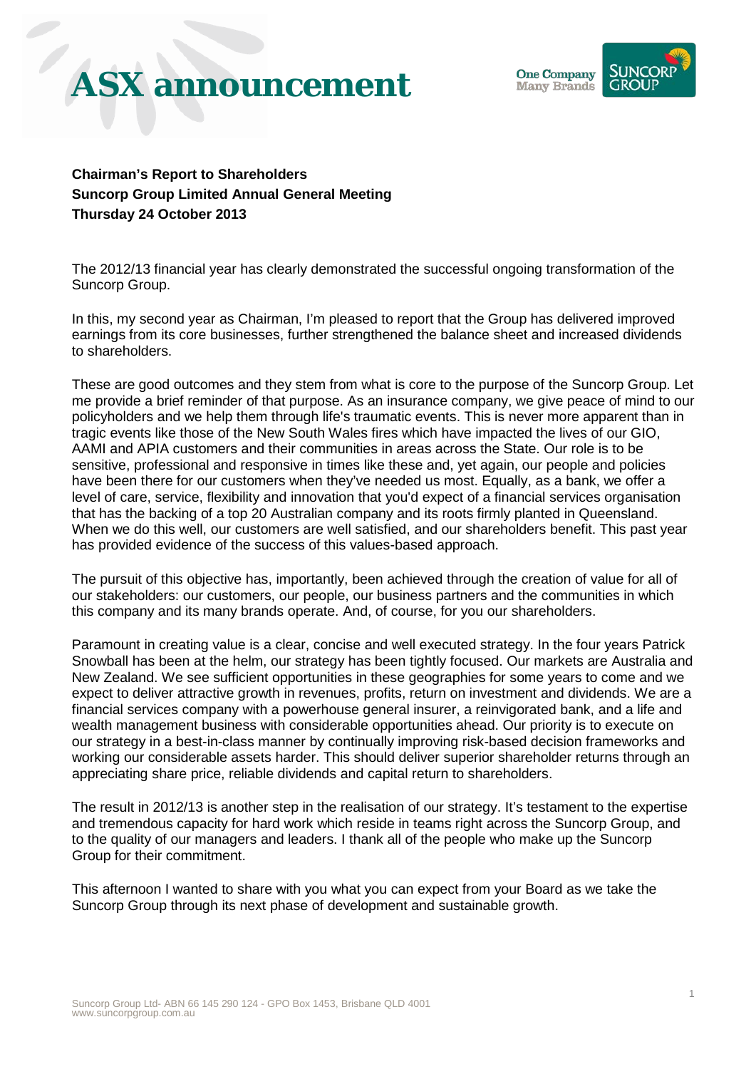# ASX announcement

**Chairman's Report to Shareholders**
**Suncorp Group Limited Annual General Meeting**
**Thursday 24 October 2013**

The 2012/13 financial year has clearly demonstrated the successful ongoing transformation of the Suncorp Group.

In this, my second year as Chairman, I'm pleased to report that the Group has delivered improved earnings from its core businesses, further strengthened the balance sheet and increased dividends to shareholders.

These are good outcomes and they stem from what is core to the purpose of the Suncorp Group. Let me provide a brief reminder of that purpose. As an insurance company, we give peace of mind to our policyholders and we help them through life's traumatic events. This is never more apparent than in tragic events like those of the New South Wales fires which have impacted the lives of our GIO, AAMI and APIA customers and their communities in areas across the State. Our role is to be sensitive, professional and responsive in times like these and, yet again, our people and policies have been there for our customers when they've needed us most. Equally, as a bank, we offer a level of care, service, flexibility and innovation that you'd expect of a financial services organisation that has the backing of a top 20 Australian company and its roots firmly planted in Queensland. When we do this well, our customers are well satisfied, and our shareholders benefit. This past year has provided evidence of the success of this values-based approach.

The pursuit of this objective has, importantly, been achieved through the creation of value for all of our stakeholders: our customers, our people, our business partners and the communities in which this company and its many brands operate. And, of course, for you our shareholders.

Paramount in creating value is a clear, concise and well executed strategy. In the four years Patrick Snowball has been at the helm, our strategy has been tightly focused. Our markets are Australia and New Zealand. We see sufficient opportunities in these geographies for some years to come and we expect to deliver attractive growth in revenues, profits, return on investment and dividends. We are a financial services company with a powerhouse general insurer, a reinvigorated bank, and a life and wealth management business with considerable opportunities ahead. Our priority is to execute on our strategy in a best-in-class manner by continually improving risk-based decision frameworks and working our considerable assets harder. This should deliver superior shareholder returns through an appreciating share price, reliable dividends and capital return to shareholders.

The result in 2012/13 is another step in the realisation of our strategy. It's testament to the expertise and tremendous capacity for hard work which reside in teams right across the Suncorp Group, and to the quality of our managers and leaders. I thank all of the people who make up the Suncorp Group for their commitment.

This afternoon I wanted to share with you what you can expect from your Board as we take the Suncorp Group through its next phase of development and sustainable growth.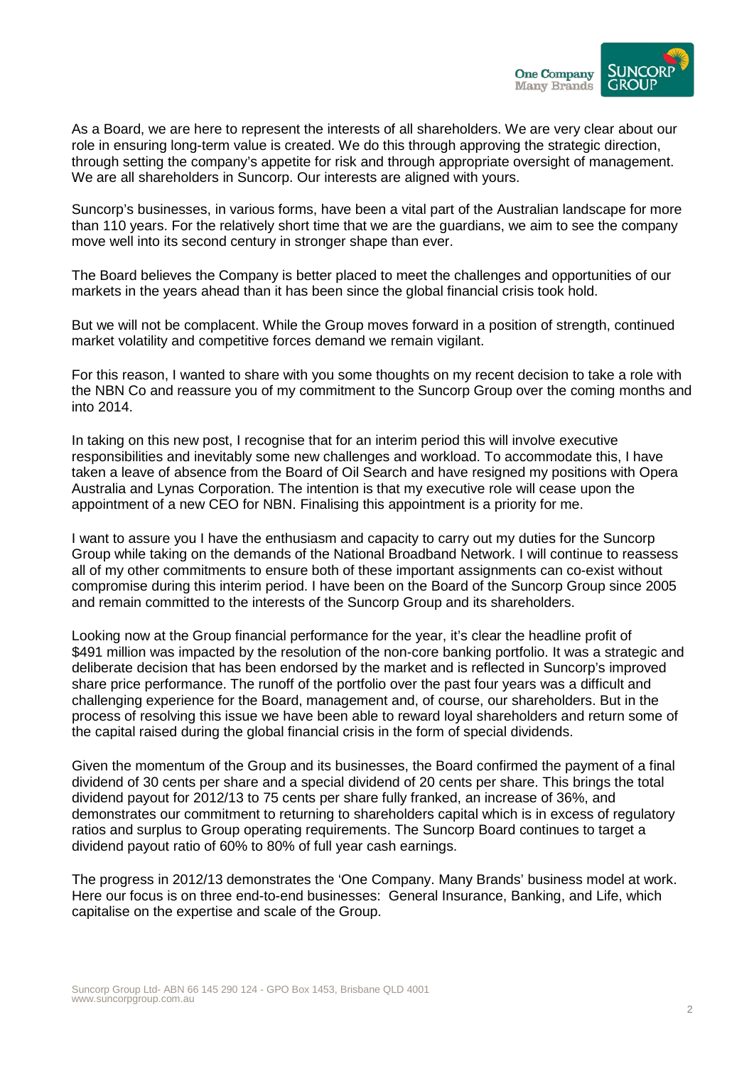As a Board, we are here to represent the interests of all shareholders. We are very clear about our role in ensuring long-term value is created. We do this through approving the strategic direction, through setting the company's appetite for risk and through appropriate oversight of management. We are all shareholders in Suncorp. Our interests are aligned with yours.

Suncorp's businesses, in various forms, have been a vital part of the Australian landscape for more than 110 years. For the relatively short time that we are the guardians, we aim to see the company move well into its second century in stronger shape than ever.

The Board believes the Company is better placed to meet the challenges and opportunities of our markets in the years ahead than it has been since the global financial crisis took hold.

But we will not be complacent. While the Group moves forward in a position of strength, continued market volatility and competitive forces demand we remain vigilant.

For this reason, I wanted to share with you some thoughts on my recent decision to take a role with the NBN Co and reassure you of my commitment to the Suncorp Group over the coming months and into 2014.

In taking on this new post, I recognise that for an interim period this will involve executive responsibilities and inevitably some new challenges and workload. To accommodate this, I have taken a leave of absence from the Board of Oil Search and have resigned my positions with Opera Australia and Lynas Corporation. The intention is that my executive role will cease upon the appointment of a new CEO for NBN. Finalising this appointment is a priority for me.

I want to assure you I have the enthusiasm and capacity to carry out my duties for the Suncorp Group while taking on the demands of the National Broadband Network. I will continue to reassess all of my other commitments to ensure both of these important assignments can co-exist without compromise during this interim period. I have been on the Board of the Suncorp Group since 2005 and remain committed to the interests of the Suncorp Group and its shareholders.

Looking now at the Group financial performance for the year, it's clear the headline profit of $491 million was impacted by the resolution of the non-core banking portfolio. It was a strategic and deliberate decision that has been endorsed by the market and is reflected in Suncorp's improved share price performance. The runoff of the portfolio over the past four years was a difficult and challenging experience for the Board, management and, of course, our shareholders. But in the process of resolving this issue we have been able to reward loyal shareholders and return some of the capital raised during the global financial crisis in the form of special dividends.

Given the momentum of the Group and its businesses, the Board confirmed the payment of a final dividend of 30 cents per share and a special dividend of 20 cents per share. This brings the total dividend payout for 2012/13 to 75 cents per share fully franked, an increase of 36%, and demonstrates our commitment to returning to shareholders capital which is in excess of regulatory ratios and surplus to Group operating requirements. The Suncorp Board continues to target a dividend payout ratio of 60% to 80% of full year cash earnings.

The progress in 2012/13 demonstrates the 'One Company. Many Brands' business model at work. Here our focus is on three end-to-end businesses: General Insurance, Banking, and Life, which capitalise on the expertise and scale of the Group.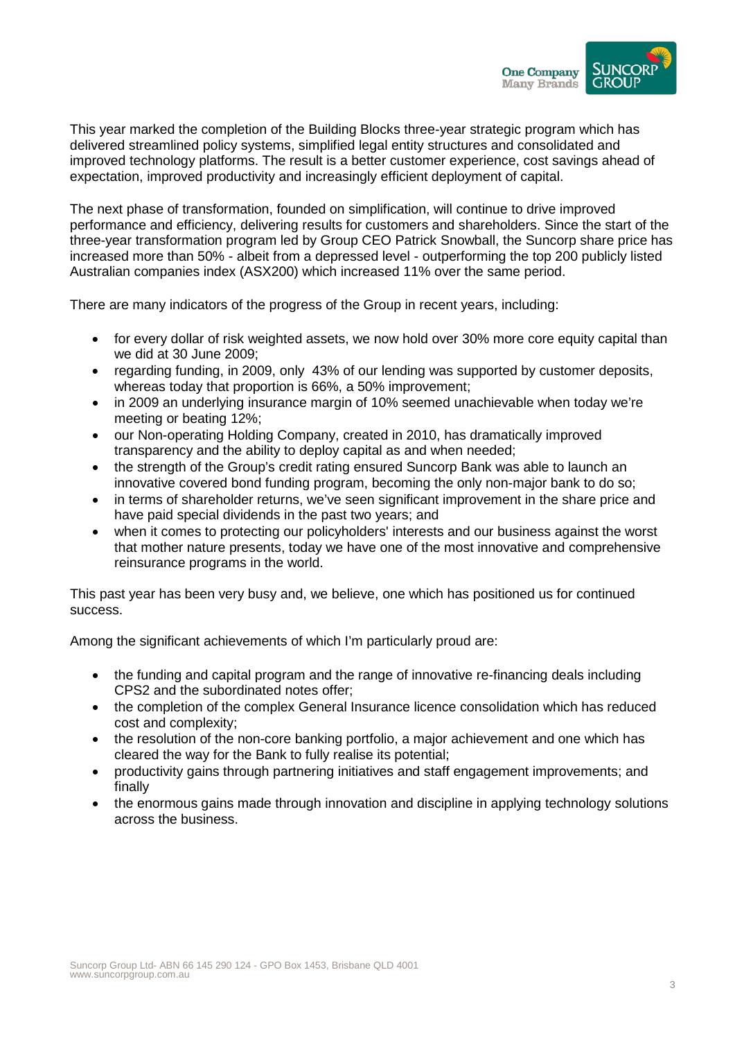This year marked the completion of the Building Blocks three-year strategic program which has delivered streamlined policy systems, simplified legal entity structures and consolidated and improved technology platforms. The result is a better customer experience, cost savings ahead of expectation, improved productivity and increasingly efficient deployment of capital.

The next phase of transformation, founded on simplification, will continue to drive improved performance and efficiency, delivering results for customers and shareholders. Since the start of the three-year transformation program led by Group CEO Patrick Snowball, the Suncorp share price has increased more than 50% - albeit from a depressed level - outperforming the top 200 publicly listed Australian companies index (ASX200) which increased 11% over the same period.

There are many indicators of the progress of the Group in recent years, including:

- for every dollar of risk weighted assets, we now hold over 30% more core equity capital than we did at 30 June 2009;
- regarding funding, in 2009, only 43% of our lending was supported by customer deposits, whereas today that proportion is 66%, a 50% improvement;
- in 2009 an underlying insurance margin of 10% seemed unachievable when today we're meeting or beating 12%;
- our Non-operating Holding Company, created in 2010, has dramatically improved transparency and the ability to deploy capital as and when needed;
- the strength of the Group's credit rating ensured Suncorp Bank was able to launch an innovative covered bond funding program, becoming the only non-major bank to do so;
- in terms of shareholder returns, we've seen significant improvement in the share price and have paid special dividends in the past two years; and
- when it comes to protecting our policyholders' interests and our business against the worst that mother nature presents, today we have one of the most innovative and comprehensive reinsurance programs in the world.

This past year has been very busy and, we believe, one which has positioned us for continued success.

Among the significant achievements of which I'm particularly proud are:

- the funding and capital program and the range of innovative re-financing deals including CPS2 and the subordinated notes offer;
- the completion of the complex General Insurance licence consolidation which has reduced cost and complexity;
- the resolution of the non-core banking portfolio, a major achievement and one which has cleared the way for the Bank to fully realise its potential;
- productivity gains through partnering initiatives and staff engagement improvements; and finally
- the enormous gains made through innovation and discipline in applying technology solutions across the business.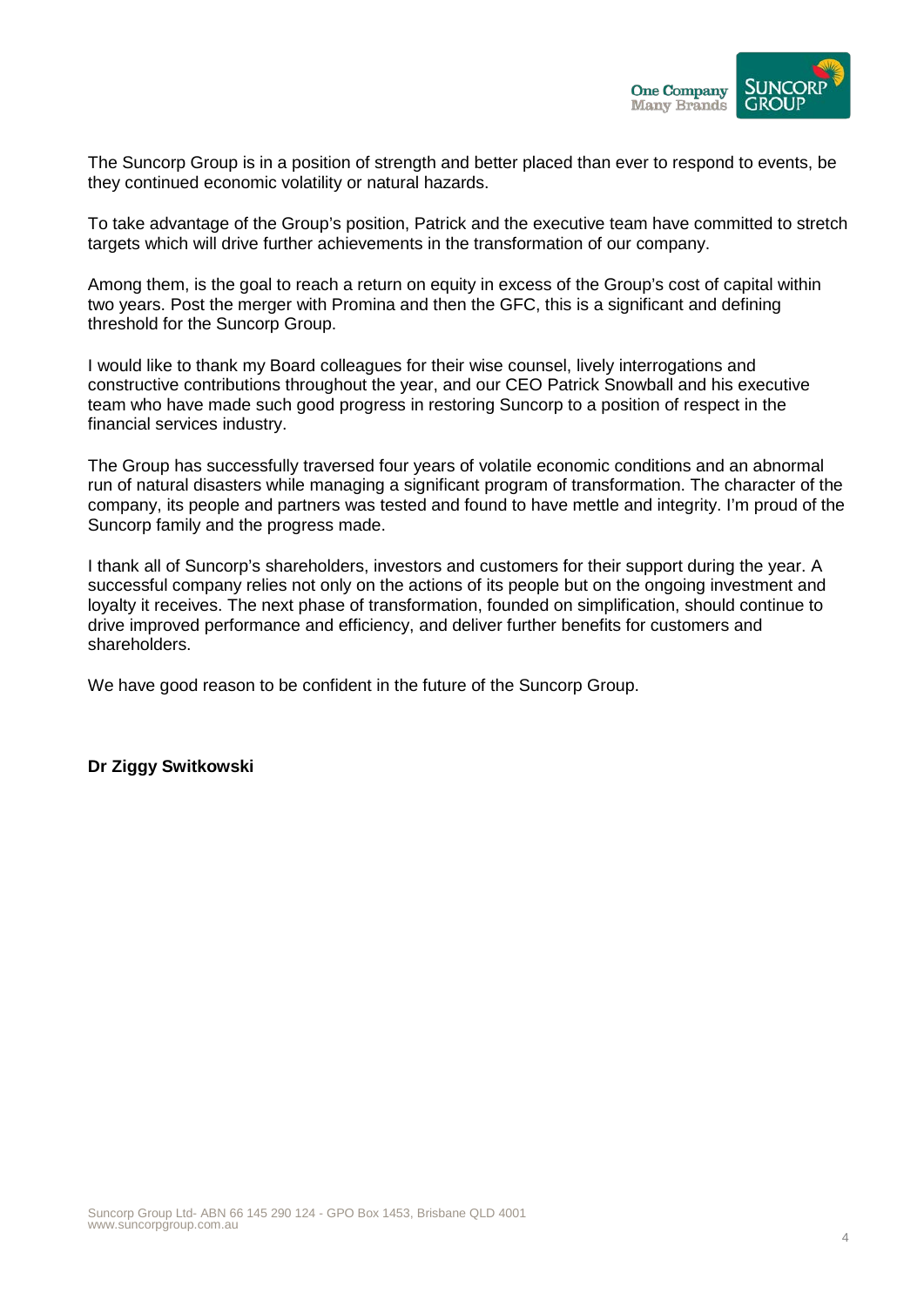The Suncorp Group is in a position of strength and better placed than ever to respond to events, be they continued economic volatility or natural hazards.

To take advantage of the Group's position, Patrick and the executive team have committed to stretch targets which will drive further achievements in the transformation of our company.

Among them, is the goal to reach a return on equity in excess of the Group's cost of capital within two years. Post the merger with Promina and then the GFC, this is a significant and defining threshold for the Suncorp Group.

I would like to thank my Board colleagues for their wise counsel, lively interrogations and constructive contributions throughout the year, and our CEO Patrick Snowball and his executive team who have made such good progress in restoring Suncorp to a position of respect in the financial services industry.

The Group has successfully traversed four years of volatile economic conditions and an abnormal run of natural disasters while managing a significant program of transformation. The character of the company, its people and partners was tested and found to have mettle and integrity. I'm proud of the Suncorp family and the progress made.

I thank all of Suncorp's shareholders, investors and customers for their support during the year. A successful company relies not only on the actions of its people but on the ongoing investment and loyalty it receives. The next phase of transformation, founded on simplification, should continue to drive improved performance and efficiency, and deliver further benefits for customers and shareholders.

We have good reason to be confident in the future of the Suncorp Group.

**Dr Ziggy Switkowski**